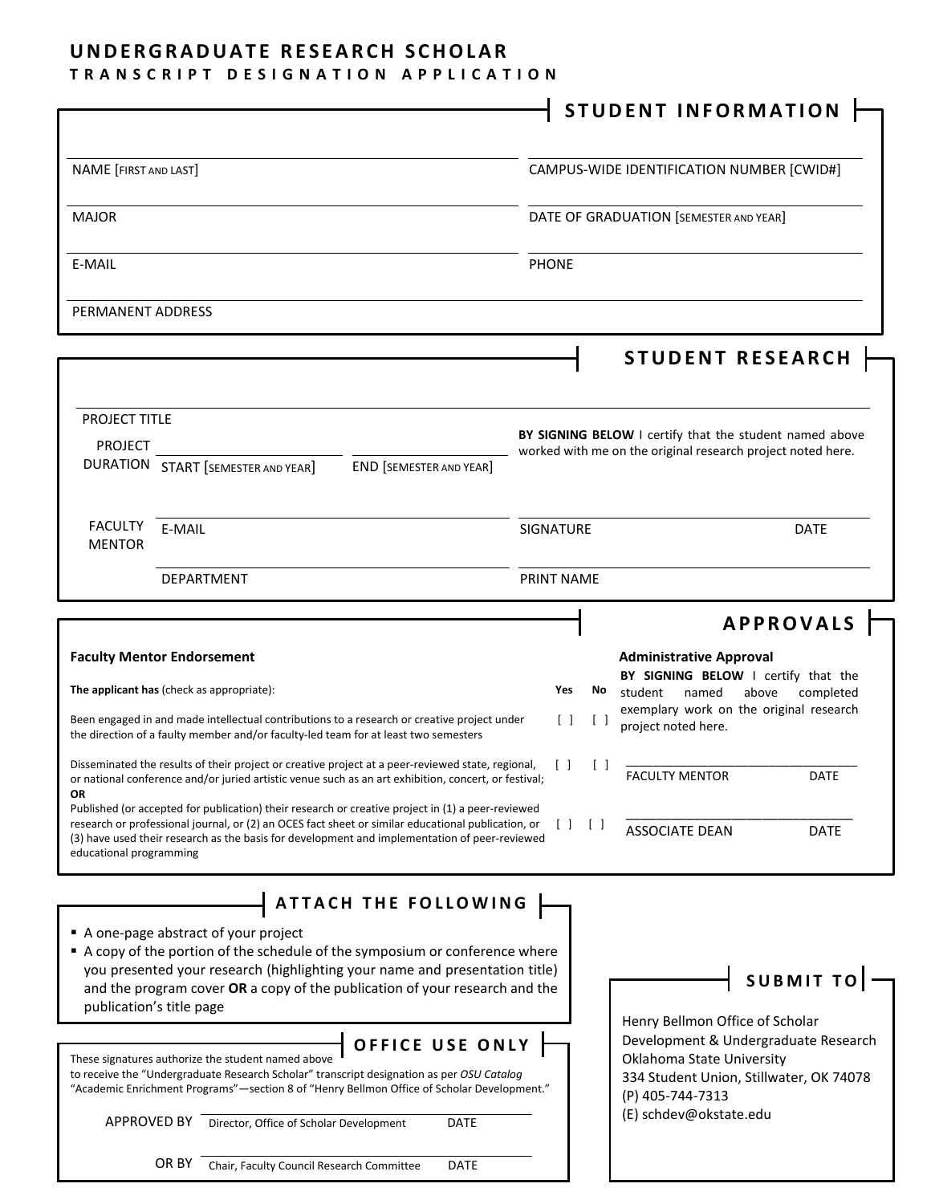# UNDERGRADUATE RESEARCH SCHOLAR

## TRANSCRIPT DESIGNATION APPLICATION

## STUDENT INFORMATION

NAME [FIRST AND LAST] ______________________

CAMPUS-WIDE IDENTIFICATION NUMBER [CWID#] ______________________

MAJOR ______________________

DATE OF GRADUATION [SEMESTER AND YEAR] ______________________

E-MAIL ______________________

PHONE ______________________

PERMANENT ADDRESS ______________________

## STUDENT RESEARCH

PROJECT TITLE ______________________

PROJECT DURATION: START [SEMESTER AND YEAR] ______________________ END [SEMESTER AND YEAR] ______________________

**BY SIGNING BELOW** I certify that the student named above worked with me on the original research project noted here.

FACULTY MENTOR: E-MAIL ______________________ DEPARTMENT ______________________

SIGNATURE ______________________ DATE ______________________

PRINT NAME ______________________

## APPROVALS

### Faculty Mentor Endorsement

**The applicant has** (check as appropriate):

| | Yes | No |
|---|---|---|
| Been engaged in and made intellectual contributions to a research or creative project under the direction of a faulty member and/or faculty-led team for at least two semesters | [ ] | [ ] |
| Disseminated the results of their project or creative project at a peer-reviewed state, regional, or national conference and/or juried artistic venue such as an art exhibition, concert, or festival; **OR** | [ ] | [ ] |
| Published (or accepted for publication) their research or creative project in (1) a peer-reviewed research or professional journal, or (2) an OCES fact sheet or similar educational publication, or (3) have used their research as the basis for development and implementation of peer-reviewed educational programming | [ ] | [ ] |

### Administrative Approval

**BY SIGNING BELOW** I certify that the student named above completed exemplary work on the original research project noted here.

______________________ FACULTY MENTOR DATE

______________________ ASSOCIATE DEAN DATE

## ATTACH THE FOLLOWING

- A one-page abstract of your project
- A copy of the portion of the schedule of the symposium or conference where you presented your research (highlighting your name and presentation title) and the program cover **OR** a copy of the publication of your research and the publication's title page

## OFFICE USE ONLY

These signatures authorize the student named above to receive the "Undergraduate Research Scholar" transcript designation as per *OSU Catalog* "Academic Enrichment Programs"—section 8 of "Henry Bellmon Office of Scholar Development."

APPROVED BY ______________________ Director, Office of Scholar Development DATE

OR BY ______________________ Chair, Faculty Council Research Committee DATE

## SUBMIT TO

Henry Bellmon Office of Scholar Development & Undergraduate Research
Oklahoma State University
334 Student Union, Stillwater, OK 74078
(P) 405-744-7313
(E) schdev@okstate.edu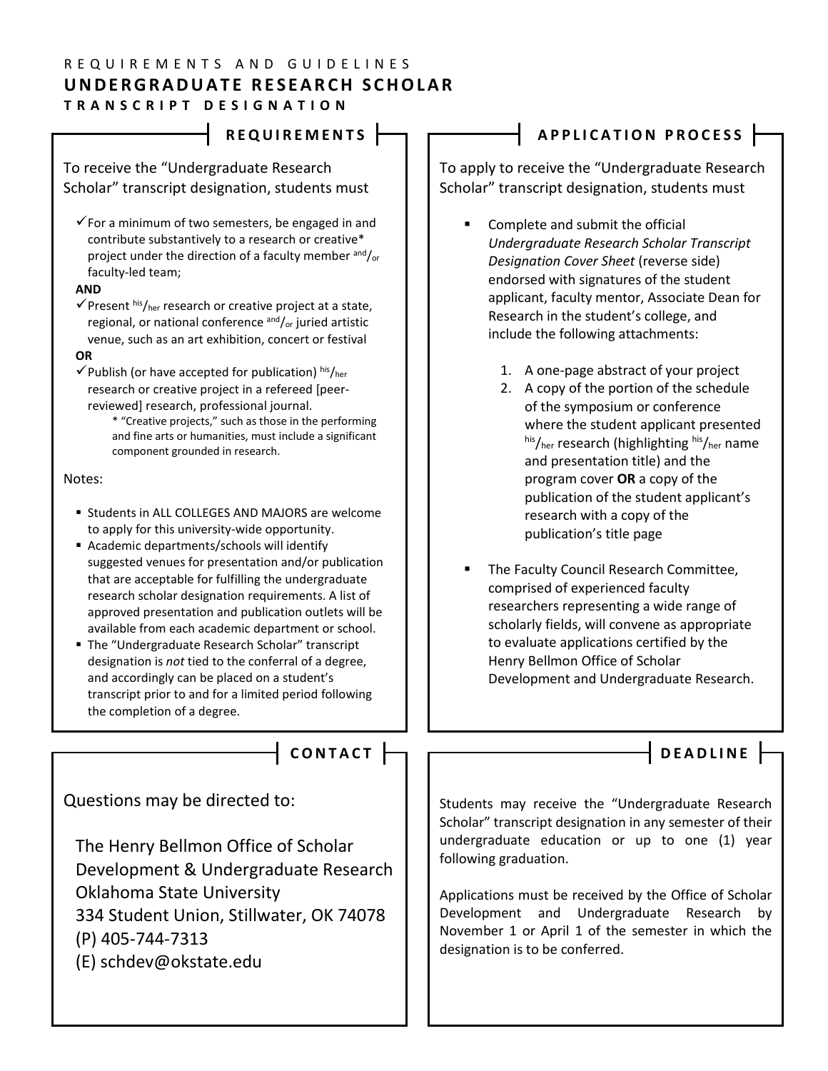REQUIREMENTS AND GUIDELINES

# UNDERGRADUATE RESEARCH SCHOLAR

**TRANSCRIPT DESIGNATION**

## REQUIREMENTS

To receive the "Undergraduate Research Scholar" transcript designation, students must

- ✓ For a minimum of two semesters, be engaged in and contribute substantively to a research or creative* project under the direction of a faculty member and/or faculty-led team;

**AND**

- ✓ Present his/her research or creative project at a state, regional, or national conference and/or juried artistic venue, such as an art exhibition, concert or festival

**OR**

- ✓ Publish (or have accepted for publication) his/her research or creative project in a refereed [peer-reviewed] research, professional journal.

  * "Creative projects," such as those in the performing and fine arts or humanities, must include a significant component grounded in research.

Notes:

- Students in ALL COLLEGES AND MAJORS are welcome to apply for this university-wide opportunity.
- Academic departments/schools will identify suggested venues for presentation and/or publication that are acceptable for fulfilling the undergraduate research scholar designation requirements. A list of approved presentation and publication outlets will be available from each academic department or school.
- The "Undergraduate Research Scholar" transcript designation is *not* tied to the conferral of a degree, and accordingly can be placed on a student's transcript prior to and for a limited period following the completion of a degree.

## APPLICATION PROCESS

To apply to receive the "Undergraduate Research Scholar" transcript designation, students must

- Complete and submit the official *Undergraduate Research Scholar Transcript Designation Cover Sheet* (reverse side) endorsed with signatures of the student applicant, faculty mentor, Associate Dean for Research in the student's college, and include the following attachments:

  1. A one-page abstract of your project
  2. A copy of the portion of the schedule of the symposium or conference where the student applicant presented his/her research (highlighting his/her name and presentation title) and the program cover **OR** a copy of the publication of the student applicant's research with a copy of the publication's title page

- The Faculty Council Research Committee, comprised of experienced faculty researchers representing a wide range of scholarly fields, will convene as appropriate to evaluate applications certified by the Henry Bellmon Office of Scholar Development and Undergraduate Research.

## CONTACT

Questions may be directed to:

The Henry Bellmon Office of Scholar Development & Undergraduate Research
Oklahoma State University
334 Student Union, Stillwater, OK 74078
(P) 405-744-7313
(E) schdev@okstate.edu

## DEADLINE

Students may receive the "Undergraduate Research Scholar" transcript designation in any semester of their undergraduate education or up to one (1) year following graduation.

Applications must be received by the Office of Scholar Development and Undergraduate Research by November 1 or April 1 of the semester in which the designation is to be conferred.